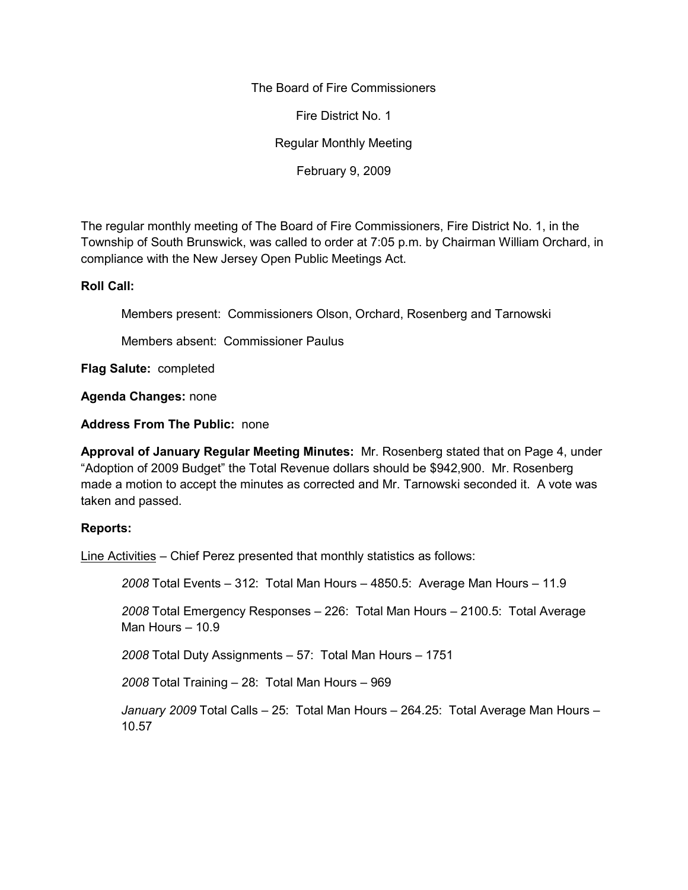The Board of Fire Commissioners

Fire District No. 1

Regular Monthly Meeting

February 9, 2009

The regular monthly meeting of The Board of Fire Commissioners, Fire District No. 1, in the Township of South Brunswick, was called to order at 7:05 p.m. by Chairman William Orchard, in compliance with the New Jersey Open Public Meetings Act.

**Roll Call:**

Members present: Commissioners Olson, Orchard, Rosenberg and Tarnowski

Members absent: Commissioner Paulus

**Flag Salute:** completed

**Agenda Changes:** none

**Address From The Public:** none

**Approval of January Regular Meeting Minutes:** Mr. Rosenberg stated that on Page 4, under "Adoption of 2009 Budget" the Total Revenue dollars should be $942,900. Mr. Rosenberg made a motion to accept the minutes as corrected and Mr. Tarnowski seconded it. A vote was taken and passed.

**Reports:**

Line Activities – Chief Perez presented that monthly statistics as follows:

*2008* Total Events – 312: Total Man Hours – 4850.5: Average Man Hours – 11.9

*2008* Total Emergency Responses – 226: Total Man Hours – 2100.5: Total Average Man Hours – 10.9

*2008* Total Duty Assignments – 57: Total Man Hours – 1751

*2008* Total Training – 28: Total Man Hours – 969

*January 2009* Total Calls – 25: Total Man Hours – 264.25: Total Average Man Hours – 10.57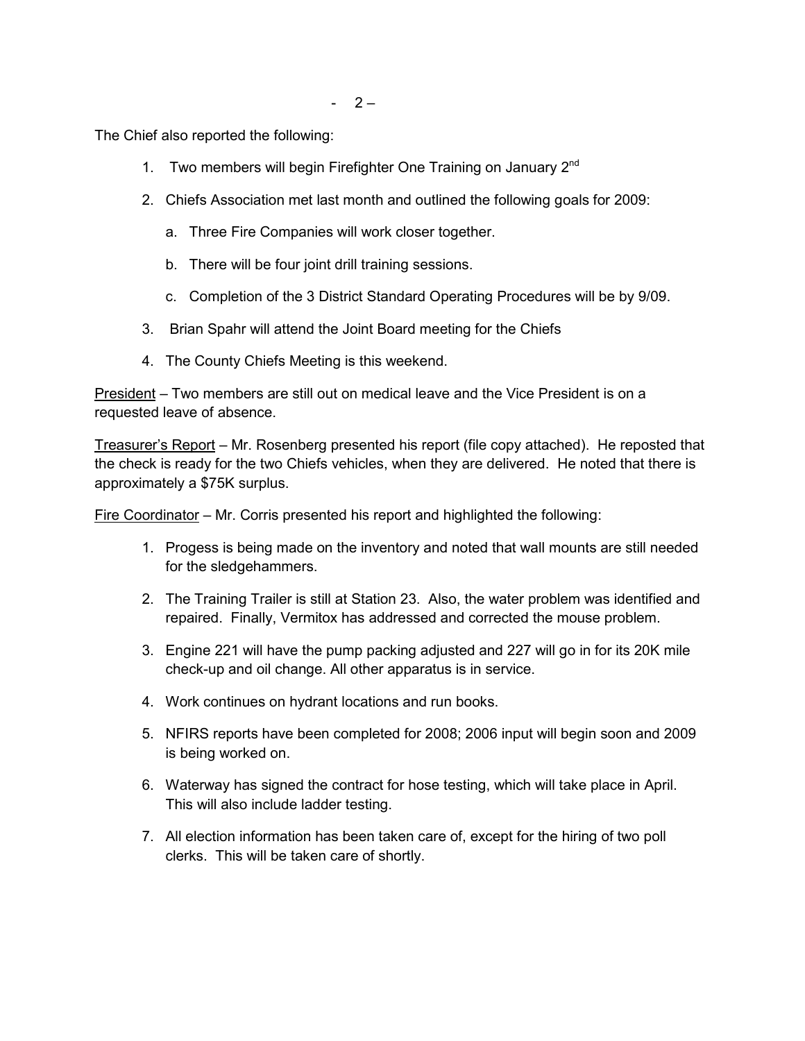The Chief also reported the following:

1. Two members will begin Firefighter One Training on January 2nd
2. Chiefs Association met last month and outlined the following goals for 2009:
   a. Three Fire Companies will work closer together.
   b. There will be four joint drill training sessions.
   c. Completion of the 3 District Standard Operating Procedures will be by 9/09.
3. Brian Spahr will attend the Joint Board meeting for the Chiefs
4. The County Chiefs Meeting is this weekend.

<u>President</u> – Two members are still out on medical leave and the Vice President is on a requested leave of absence.

<u>Treasurer's Report</u> – Mr. Rosenberg presented his report (file copy attached). He reposted that the check is ready for the two Chiefs vehicles, when they are delivered. He noted that there is approximately a $75K surplus.

<u>Fire Coordinator</u> – Mr. Corris presented his report and highlighted the following:

1. Progess is being made on the inventory and noted that wall mounts are still needed for the sledgehammers.
2. The Training Trailer is still at Station 23. Also, the water problem was identified and repaired. Finally, Vermitox has addressed and corrected the mouse problem.
3. Engine 221 will have the pump packing adjusted and 227 will go in for its 20K mile check-up and oil change. All other apparatus is in service.
4. Work continues on hydrant locations and run books.
5. NFIRS reports have been completed for 2008; 2006 input will begin soon and 2009 is being worked on.
6. Waterway has signed the contract for hose testing, which will take place in April. This will also include ladder testing.
7. All election information has been taken care of, except for the hiring of two poll clerks. This will be taken care of shortly.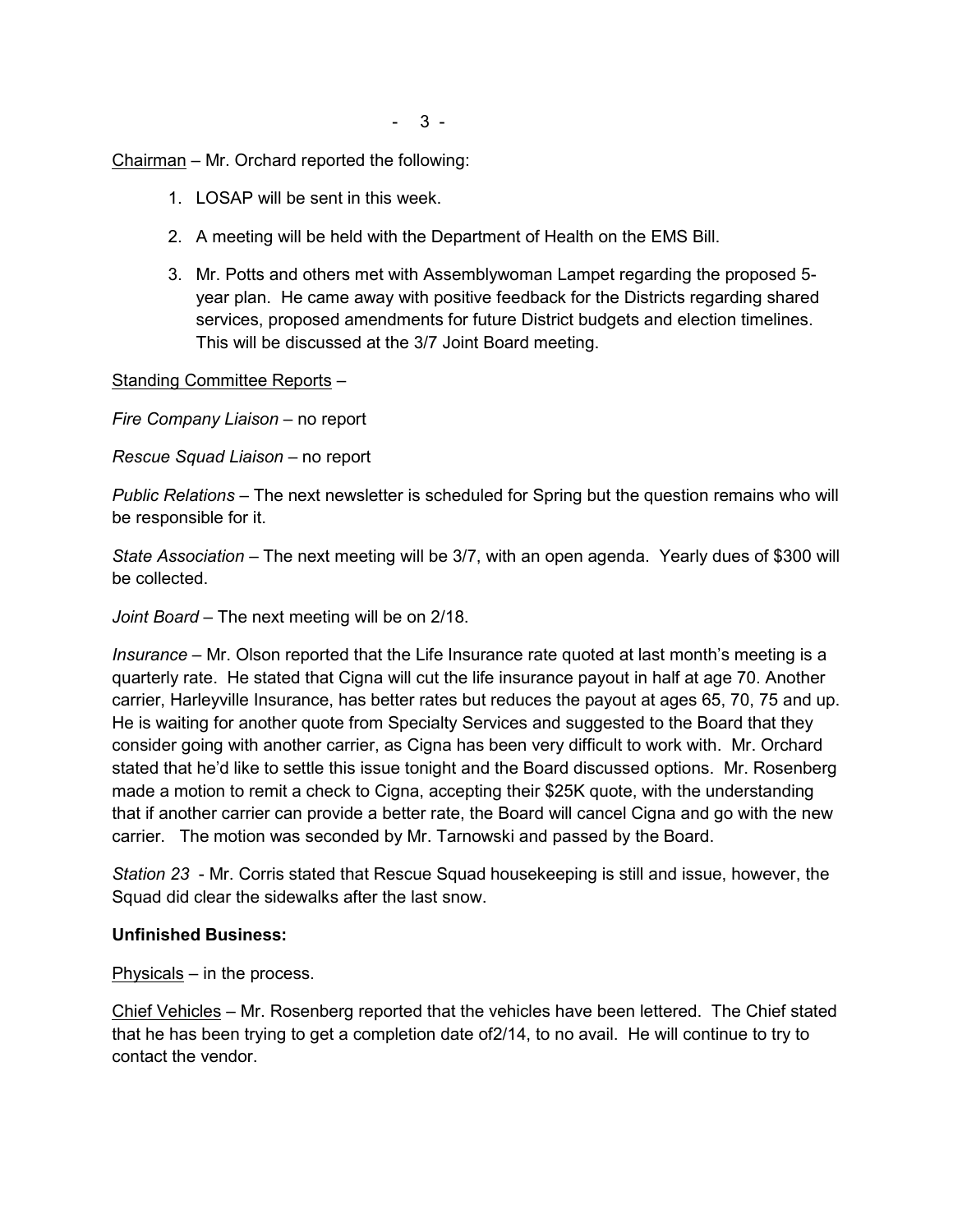<u>Chairman</u> – Mr. Orchard reported the following:

1. LOSAP will be sent in this week.
2. A meeting will be held with the Department of Health on the EMS Bill.
3. Mr. Potts and others met with Assemblywoman Lampet regarding the proposed 5-year plan. He came away with positive feedback for the Districts regarding shared services, proposed amendments for future District budgets and election timelines. This will be discussed at the 3/7 Joint Board meeting.

<u>Standing Committee Reports</u> –

*Fire Company Liaison* – no report

*Rescue Squad Liaison* – no report

*Public Relations* – The next newsletter is scheduled for Spring but the question remains who will be responsible for it.

*State Association* – The next meeting will be 3/7, with an open agenda. Yearly dues of $300 will be collected.

*Joint Board* – The next meeting will be on 2/18.

*Insurance* – Mr. Olson reported that the Life Insurance rate quoted at last month's meeting is a quarterly rate. He stated that Cigna will cut the life insurance payout in half at age 70. Another carrier, Harleyville Insurance, has better rates but reduces the payout at ages 65, 70, 75 and up. He is waiting for another quote from Specialty Services and suggested to the Board that they consider going with another carrier, as Cigna has been very difficult to work with. Mr. Orchard stated that he'd like to settle this issue tonight and the Board discussed options. Mr. Rosenberg made a motion to remit a check to Cigna, accepting their $25K quote, with the understanding that if another carrier can provide a better rate, the Board will cancel Cigna and go with the new carrier. The motion was seconded by Mr. Tarnowski and passed by the Board.

*Station 23* - Mr. Corris stated that Rescue Squad housekeeping is still and issue, however, the Squad did clear the sidewalks after the last snow.

**Unfinished Business:**

<u>Physicals</u> – in the process.

<u>Chief Vehicles</u> – Mr. Rosenberg reported that the vehicles have been lettered. The Chief stated that he has been trying to get a completion date of2/14, to no avail. He will continue to try to contact the vendor.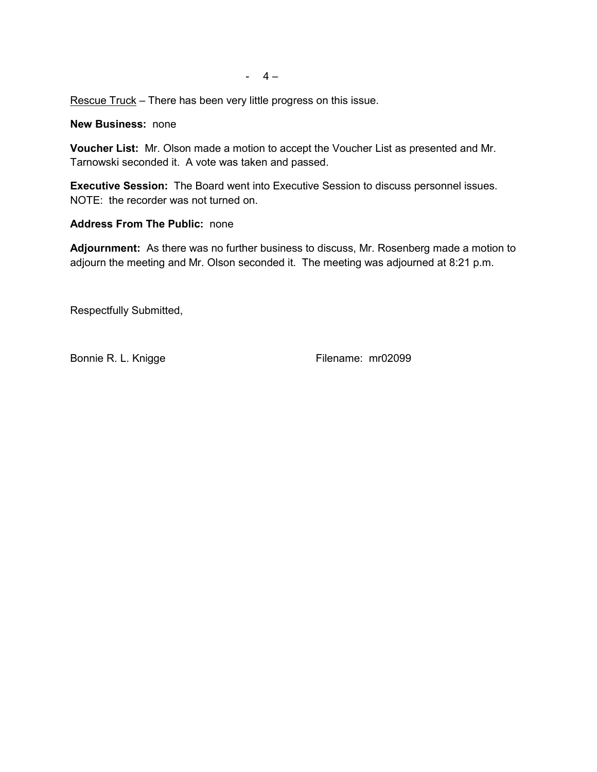Rescue Truck – There has been very little progress on this issue.

**New Business:** none

**Voucher List:** Mr. Olson made a motion to accept the Voucher List as presented and Mr. Tarnowski seconded it. A vote was taken and passed.

**Executive Session:** The Board went into Executive Session to discuss personnel issues. NOTE: the recorder was not turned on.

**Address From The Public:** none

**Adjournment:** As there was no further business to discuss, Mr. Rosenberg made a motion to adjourn the meeting and Mr. Olson seconded it. The meeting was adjourned at 8:21 p.m.

Respectfully Submitted,

Bonnie R. L. Knigge　　　　Filename: mr02099